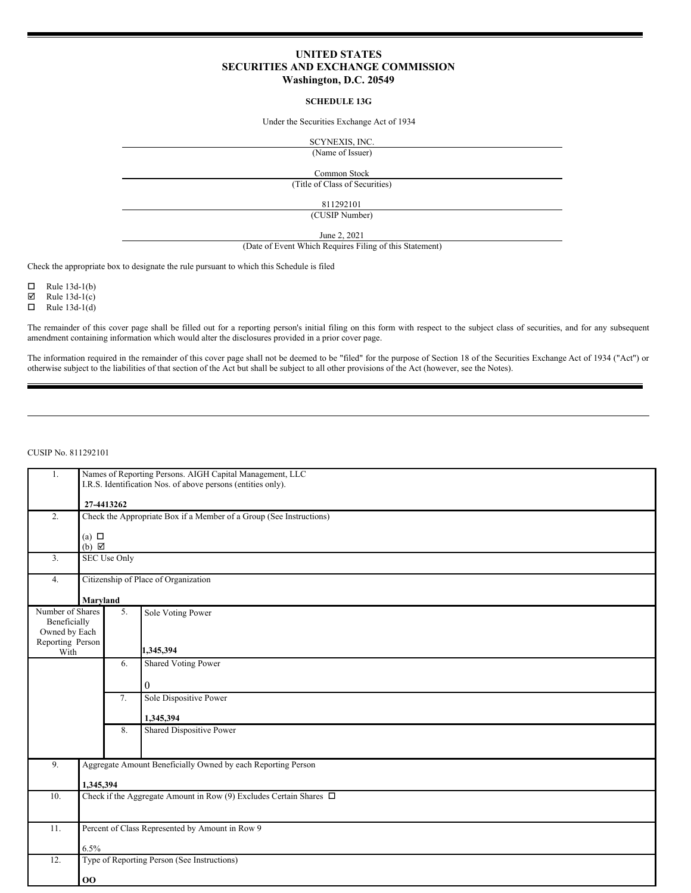# UNITED STATES
# SECURITIES AND EXCHANGE COMMISSION
## Washington, D.C. 20549

### SCHEDULE 13G

Under the Securities Exchange Act of 1934

SCYNEXIS, INC.
(Name of Issuer)

Common Stock
(Title of Class of Securities)

811292101
(CUSIP Number)

June 2, 2021
(Date of Event Which Requires Filing of this Statement)

Check the appropriate box to designate the rule pursuant to which this Schedule is filed

☐ Rule 13d-1(b)
☑ Rule 13d-1(c)
☐ Rule 13d-1(d)

The remainder of this cover page shall be filled out for a reporting person's initial filing on this form with respect to the subject class of securities, and for any subsequent amendment containing information which would alter the disclosures provided in a prior cover page.

The information required in the remainder of this cover page shall not be deemed to be "filed" for the purpose of Section 18 of the Securities Exchange Act of 1934 ("Act") or otherwise subject to the liabilities of that section of the Act but shall be subject to all other provisions of the Act (however, see the Notes).

---

CUSIP No. 811292101

| | | | |
|---|---|---|---|
| 1. | Names of Reporting Persons. AIGH Capital Management, LLC<br>I.R.S. Identification Nos. of above persons (entities only).<br><br>**27-4413262** | | |
| 2. | Check the Appropriate Box if a Member of a Group (See Instructions)<br><br>(a) ☐<br>(b) ☑ | | |
| 3. | SEC Use Only | | |
| 4. | Citizenship of Place of Organization<br><br>**Maryland** | | |
| Number of Shares Beneficially Owned by Each Reporting Person With | 5. | Sole Voting Power<br><br>**1,345,394** | |
| | 6. | Shared Voting Power<br><br>0 | |
| | 7. | Sole Dispositive Power<br><br>**1,345,394** | |
| | 8. | Shared Dispositive Power | |
| 9. | Aggregate Amount Beneficially Owned by each Reporting Person<br><br>**1,345,394** | | |
| 10. | Check if the Aggregate Amount in Row (9) Excludes Certain Shares ☐ | | |
| 11. | Percent of Class Represented by Amount in Row 9<br><br>6.5% | | |
| 12. | Type of Reporting Person (See Instructions)<br><br>**OO** | | |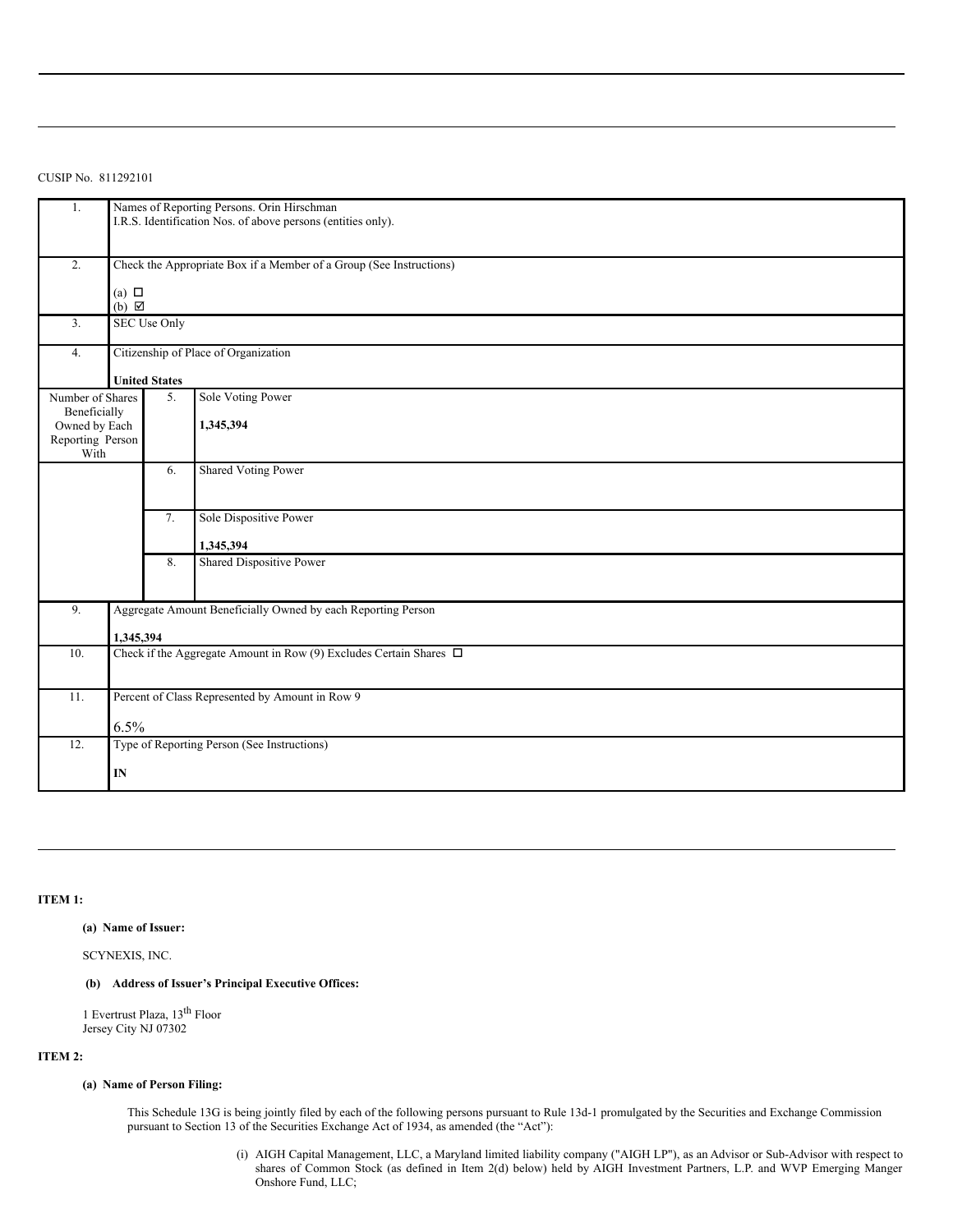CUSIP No. 811292101

| | | | |
|---|---|---|---|
| 1. | Names of Reporting Persons. Orin Hirschman<br>I.R.S. Identification Nos. of above persons (entities only). | | |
| 2. | Check the Appropriate Box if a Member of a Group (See Instructions)<br><br>(a) ☐<br>(b) ☑ | | |
| 3. | SEC Use Only | | |
| 4. | Citizenship of Place of Organization<br><br>**United States** | | |
| Number of Shares Beneficially Owned by Each Reporting Person With | | 5. | Sole Voting Power<br><br>**1,345,394** |
| | | 6. | Shared Voting Power |
| | | 7. | Sole Dispositive Power<br><br>**1,345,394** |
| | | 8. | Shared Dispositive Power |
| 9. | Aggregate Amount Beneficially Owned by each Reporting Person<br><br>**1,345,394** | | |
| 10. | Check if the Aggregate Amount in Row (9) Excludes Certain Shares ☐ | | |
| 11. | Percent of Class Represented by Amount in Row 9<br><br>6.5% | | |
| 12. | Type of Reporting Person (See Instructions)<br><br>**IN** | | |

**ITEM 1:**

**(a) Name of Issuer:**

SCYNEXIS, INC.

**(b) Address of Issuer's Principal Executive Offices:**

1 Evertrust Plaza, 13th Floor
Jersey City NJ 07302

**ITEM 2:**

**(a) Name of Person Filing:**

This Schedule 13G is being jointly filed by each of the following persons pursuant to Rule 13d-1 promulgated by the Securities and Exchange Commission pursuant to Section 13 of the Securities Exchange Act of 1934, as amended (the "Act"):

(i) AIGH Capital Management, LLC, a Maryland limited liability company ("AIGH LP"), as an Advisor or Sub-Advisor with respect to shares of Common Stock (as defined in Item 2(d) below) held by AIGH Investment Partners, L.P. and WVP Emerging Manger Onshore Fund, LLC;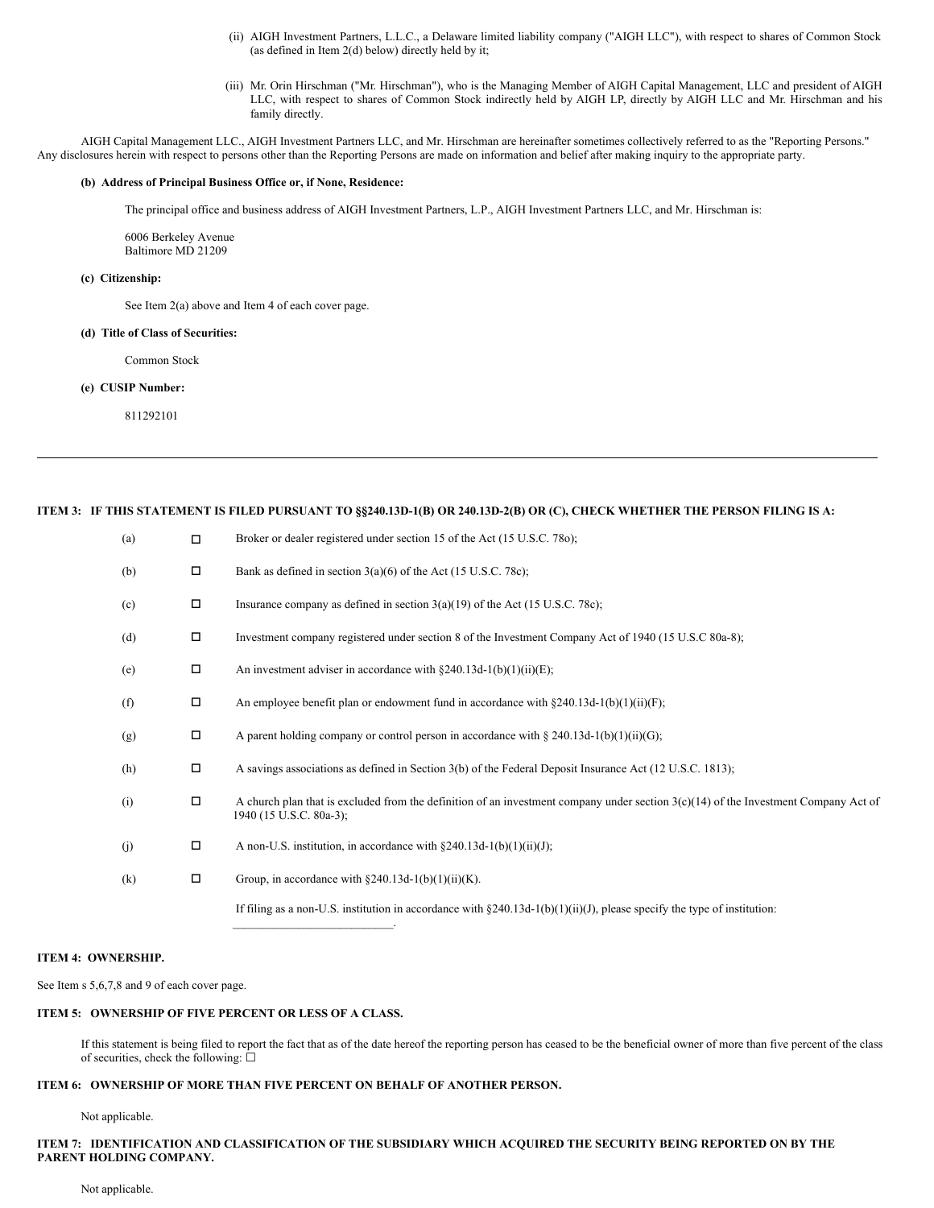(ii) AIGH Investment Partners, L.L.C., a Delaware limited liability company ("AIGH LLC"), with respect to shares of Common Stock (as defined in Item 2(d) below) directly held by it;

(iii) Mr. Orin Hirschman ("Mr. Hirschman"), who is the Managing Member of AIGH Capital Management, LLC and president of AIGH LLC, with respect to shares of Common Stock indirectly held by AIGH LP, directly by AIGH LLC and Mr. Hirschman and his family directly.

AIGH Capital Management LLC., AIGH Investment Partners LLC, and Mr. Hirschman are hereinafter sometimes collectively referred to as the "Reporting Persons." Any disclosures herein with respect to persons other than the Reporting Persons are made on information and belief after making inquiry to the appropriate party.

**(b) Address of Principal Business Office or, if None, Residence:**

The principal office and business address of AIGH Investment Partners, L.P., AIGH Investment Partners LLC, and Mr. Hirschman is:

6006 Berkeley Avenue
Baltimore MD 21209

**(c) Citizenship:**

See Item 2(a) above and Item 4 of each cover page.

**(d) Title of Class of Securities:**

Common Stock

**(e) CUSIP Number:**

811292101

---

**ITEM 3: IF THIS STATEMENT IS FILED PURSUANT TO §§240.13D-1(B) OR 240.13D-2(B) OR (C), CHECK WHETHER THE PERSON FILING IS A:**

(a) ☐ Broker or dealer registered under section 15 of the Act (15 U.S.C. 78o);

(b) ☐ Bank as defined in section 3(a)(6) of the Act (15 U.S.C. 78c);

(c) ☐ Insurance company as defined in section 3(a)(19) of the Act (15 U.S.C. 78c);

(d) ☐ Investment company registered under section 8 of the Investment Company Act of 1940 (15 U.S.C 80a-8);

(e) ☐ An investment adviser in accordance with §240.13d-1(b)(1)(ii)(E);

(f) ☐ An employee benefit plan or endowment fund in accordance with §240.13d-1(b)(1)(ii)(F);

(g) ☐ A parent holding company or control person in accordance with § 240.13d-1(b)(1)(ii)(G);

(h) ☐ A savings associations as defined in Section 3(b) of the Federal Deposit Insurance Act (12 U.S.C. 1813);

(i) ☐ A church plan that is excluded from the definition of an investment company under section 3(c)(14) of the Investment Company Act of 1940 (15 U.S.C. 80a-3);

(j) ☐ A non-U.S. institution, in accordance with §240.13d-1(b)(1)(ii)(J);

(k) ☐ Group, in accordance with §240.13d-1(b)(1)(ii)(K).

If filing as a non-U.S. institution in accordance with §240.13d-1(b)(1)(ii)(J), please specify the type of institution: \_\_\_\_\_\_\_\_\_\_\_\_\_\_\_\_\_\_\_\_\_\_\_\_\_\_.

**ITEM 4: OWNERSHIP.**

See Item s 5,6,7,8 and 9 of each cover page.

**ITEM 5: OWNERSHIP OF FIVE PERCENT OR LESS OF A CLASS.**

If this statement is being filed to report the fact that as of the date hereof the reporting person has ceased to be the beneficial owner of more than five percent of the class of securities, check the following: ☐

**ITEM 6: OWNERSHIP OF MORE THAN FIVE PERCENT ON BEHALF OF ANOTHER PERSON.**

Not applicable.

**ITEM 7: IDENTIFICATION AND CLASSIFICATION OF THE SUBSIDIARY WHICH ACQUIRED THE SECURITY BEING REPORTED ON BY THE PARENT HOLDING COMPANY.**

Not applicable.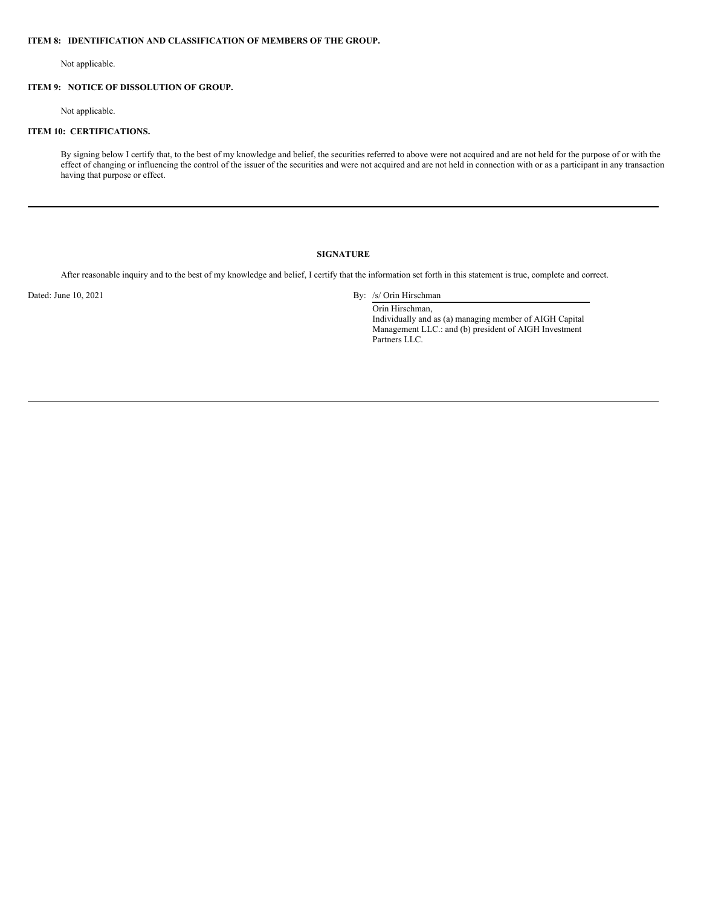**ITEM 8: IDENTIFICATION AND CLASSIFICATION OF MEMBERS OF THE GROUP.**

Not applicable.

**ITEM 9: NOTICE OF DISSOLUTION OF GROUP.**

Not applicable.

**ITEM 10: CERTIFICATIONS.**

By signing below I certify that, to the best of my knowledge and belief, the securities referred to above were not acquired and are not held for the purpose of or with the effect of changing or influencing the control of the issuer of the securities and were not acquired and are not held in connection with or as a participant in any transaction having that purpose or effect.

---

**SIGNATURE**

After reasonable inquiry and to the best of my knowledge and belief, I certify that the information set forth in this statement is true, complete and correct.

Dated: June 10, 2021

By: /s/ Orin Hirschman

Orin Hirschman,
Individually and as (a) managing member of AIGH Capital Management LLC.: and (b) president of AIGH Investment Partners LLC.